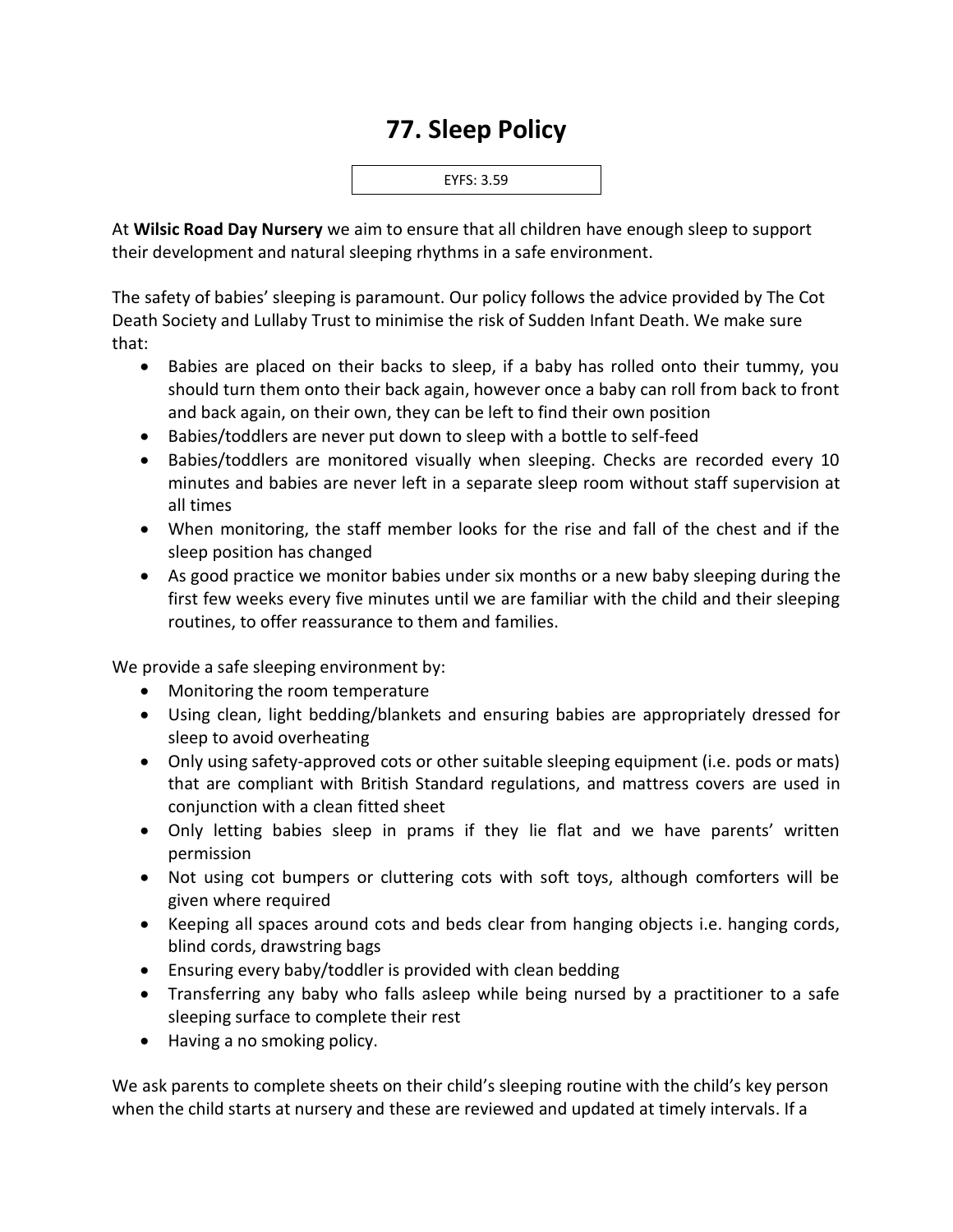# 77. Sleep Policy

EYFS: 3.59

At **Wilsic Road Day Nursery** we aim to ensure that all children have enough sleep to support their development and natural sleeping rhythms in a safe environment.

The safety of babies' sleeping is paramount. Our policy follows the advice provided by The Cot Death Society and Lullaby Trust to minimise the risk of Sudden Infant Death. We make sure that:

- Babies are placed on their backs to sleep, if a baby has rolled onto their tummy, you should turn them onto their back again, however once a baby can roll from back to front and back again, on their own, they can be left to find their own position
- Babies/toddlers are never put down to sleep with a bottle to self-feed
- Babies/toddlers are monitored visually when sleeping. Checks are recorded every 10 minutes and babies are never left in a separate sleep room without staff supervision at all times
- When monitoring, the staff member looks for the rise and fall of the chest and if the sleep position has changed
- As good practice we monitor babies under six months or a new baby sleeping during the first few weeks every five minutes until we are familiar with the child and their sleeping routines, to offer reassurance to them and families.

We provide a safe sleeping environment by:

- Monitoring the room temperature
- Using clean, light bedding/blankets and ensuring babies are appropriately dressed for sleep to avoid overheating
- Only using safety-approved cots or other suitable sleeping equipment (i.e. pods or mats) that are compliant with British Standard regulations, and mattress covers are used in conjunction with a clean fitted sheet
- Only letting babies sleep in prams if they lie flat and we have parents' written permission
- Not using cot bumpers or cluttering cots with soft toys, although comforters will be given where required
- Keeping all spaces around cots and beds clear from hanging objects i.e. hanging cords, blind cords, drawstring bags
- Ensuring every baby/toddler is provided with clean bedding
- Transferring any baby who falls asleep while being nursed by a practitioner to a safe sleeping surface to complete their rest
- Having a no smoking policy.

We ask parents to complete sheets on their child's sleeping routine with the child's key person when the child starts at nursery and these are reviewed and updated at timely intervals. If a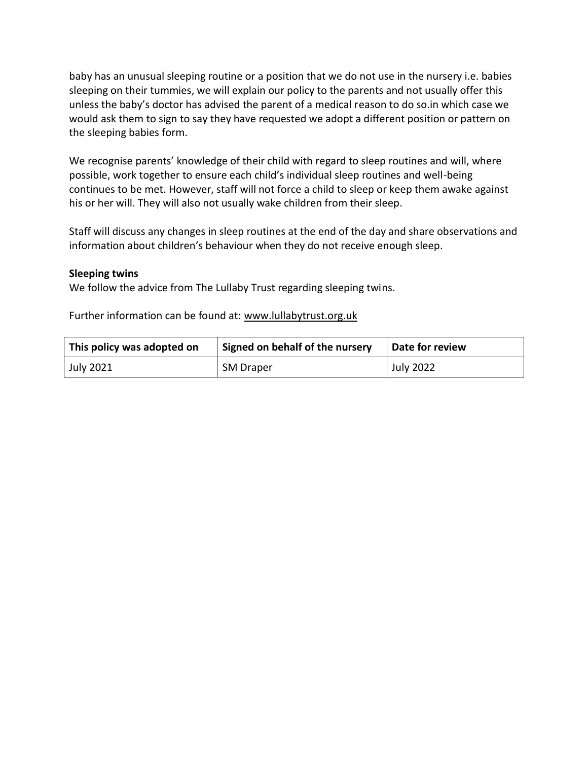baby has an unusual sleeping routine or a position that we do not use in the nursery i.e. babies sleeping on their tummies, we will explain our policy to the parents and not usually offer this unless the baby's doctor has advised the parent of a medical reason to do so.in which case we would ask them to sign to say they have requested we adopt a different position or pattern on the sleeping babies form.

We recognise parents' knowledge of their child with regard to sleep routines and will, where possible, work together to ensure each child's individual sleep routines and well-being continues to be met. However, staff will not force a child to sleep or keep them awake against his or her will. They will also not usually wake children from their sleep.

Staff will discuss any changes in sleep routines at the end of the day and share observations and information about children's behaviour when they do not receive enough sleep.

**Sleeping twins**

We follow the advice from The Lullaby Trust regarding sleeping twins.

Further information can be found at: www.lullabytrust.org.uk

| This policy was adopted on | Signed on behalf of the nursery | Date for review |
|---|---|---|
| July 2021 | SM Draper | July 2022 |